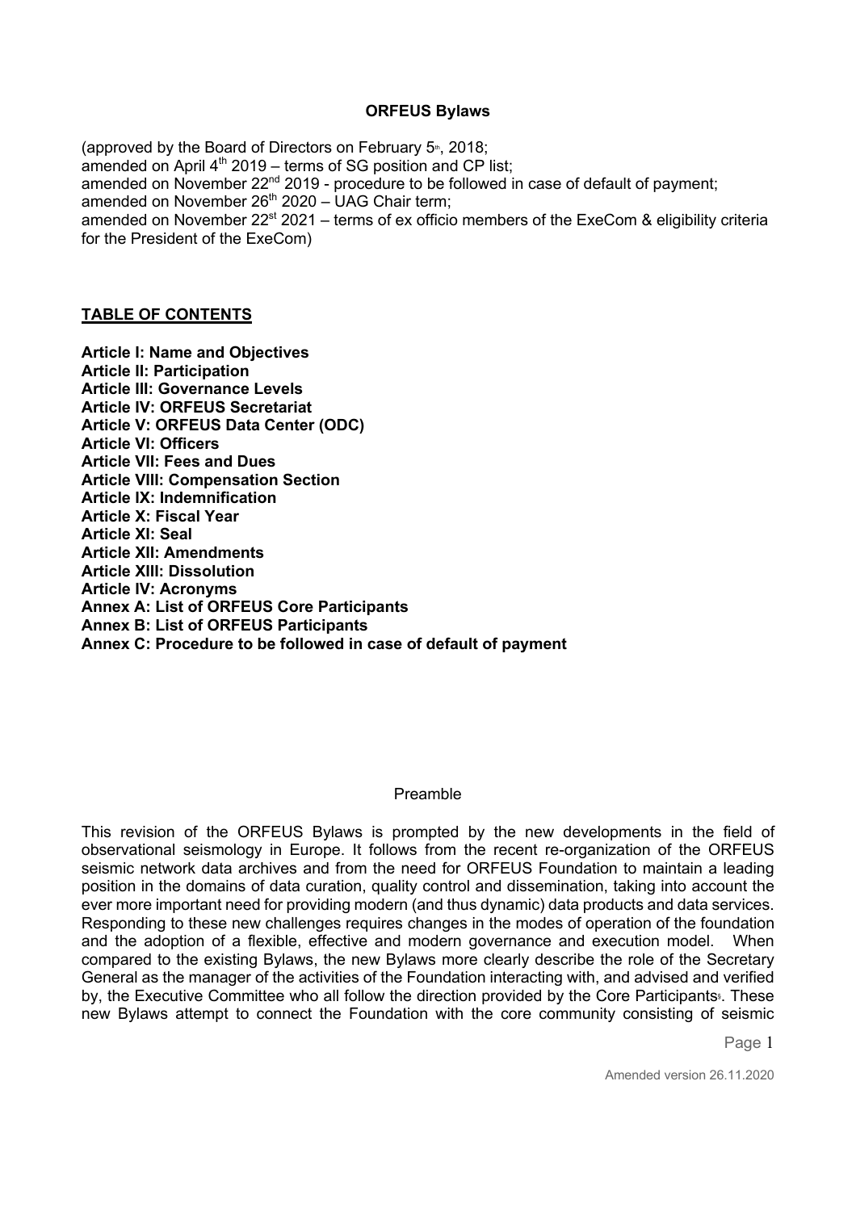**ORFEUS Bylaws**

(approved by the Board of Directors on February 5th, 2018;
amended on April 4th 2019 – terms of SG position and CP list;
amended on November 22nd 2019 - procedure to be followed in case of default of payment;
amended on November 26th 2020 – UAG Chair term;
amended on November 22st 2021 – terms of ex officio members of the ExeCom & eligibility criteria for the President of the ExeCom)

**TABLE OF CONTENTS**

**Article I: Name and Objectives**
**Article II: Participation**
**Article III: Governance Levels**
**Article IV: ORFEUS Secretariat**
**Article V: ORFEUS Data Center (ODC)**
**Article VI: Officers**
**Article VII: Fees and Dues**
**Article VIII: Compensation Section**
**Article IX: Indemnification**
**Article X: Fiscal Year**
**Article XI: Seal**
**Article XII: Amendments**
**Article XIII: Dissolution**
**Article IV: Acronyms**
**Annex A: List of ORFEUS Core Participants**
**Annex B: List of ORFEUS Participants**
**Annex C: Procedure to be followed in case of default of payment**

Preamble

This revision of the ORFEUS Bylaws is prompted by the new developments in the field of observational seismology in Europe. It follows from the recent re-organization of the ORFEUS seismic network data archives and from the need for ORFEUS Foundation to maintain a leading position in the domains of data curation, quality control and dissemination, taking into account the ever more important need for providing modern (and thus dynamic) data products and data services. Responding to these new challenges requires changes in the modes of operation of the foundation and the adoption of a flexible, effective and modern governance and execution model. When compared to the existing Bylaws, the new Bylaws more clearly describe the role of the Secretary General as the manager of the activities of the Foundation interacting with, and advised and verified by, the Executive Committee who all follow the direction provided by the Core Participants[§]. These new Bylaws attempt to connect the Foundation with the core community consisting of seismic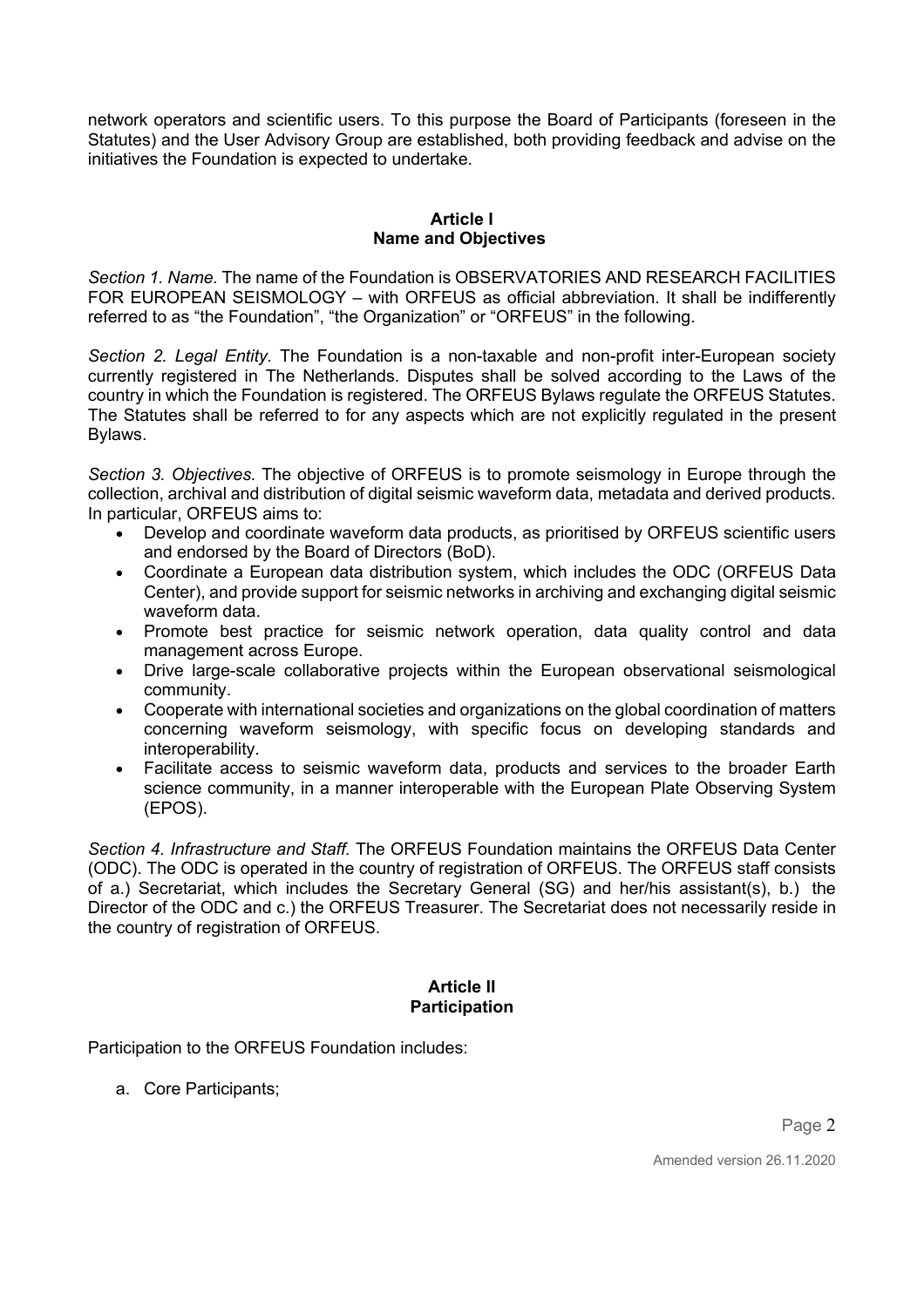network operators and scientific users. To this purpose the Board of Participants (foreseen in the Statutes) and the User Advisory Group are established, both providing feedback and advise on the initiatives the Foundation is expected to undertake.

## Article I
## Name and Objectives

*Section 1. Name.* The name of the Foundation is OBSERVATORIES AND RESEARCH FACILITIES FOR EUROPEAN SEISMOLOGY – with ORFEUS as official abbreviation. It shall be indifferently referred to as “the Foundation”, “the Organization” or “ORFEUS” in the following.

*Section 2. Legal Entity.* The Foundation is a non-taxable and non-profit inter-European society currently registered in The Netherlands. Disputes shall be solved according to the Laws of the country in which the Foundation is registered. The ORFEUS Bylaws regulate the ORFEUS Statutes. The Statutes shall be referred to for any aspects which are not explicitly regulated in the present Bylaws.

*Section 3. Objectives.* The objective of ORFEUS is to promote seismology in Europe through the collection, archival and distribution of digital seismic waveform data, metadata and derived products. In particular, ORFEUS aims to:

- Develop and coordinate waveform data products, as prioritised by ORFEUS scientific users and endorsed by the Board of Directors (BoD).
- Coordinate a European data distribution system, which includes the ODC (ORFEUS Data Center), and provide support for seismic networks in archiving and exchanging digital seismic waveform data.
- Promote best practice for seismic network operation, data quality control and data management across Europe.
- Drive large-scale collaborative projects within the European observational seismological community.
- Cooperate with international societies and organizations on the global coordination of matters concerning waveform seismology, with specific focus on developing standards and interoperability.
- Facilitate access to seismic waveform data, products and services to the broader Earth science community, in a manner interoperable with the European Plate Observing System (EPOS).

*Section 4. Infrastructure and Staff.* The ORFEUS Foundation maintains the ORFEUS Data Center (ODC). The ODC is operated in the country of registration of ORFEUS. The ORFEUS staff consists of a.) Secretariat, which includes the Secretary General (SG) and her/his assistant(s), b.) the Director of the ODC and c.) the ORFEUS Treasurer. The Secretariat does not necessarily reside in the country of registration of ORFEUS.

## Article II
## Participation

Participation to the ORFEUS Foundation includes:

a. Core Participants;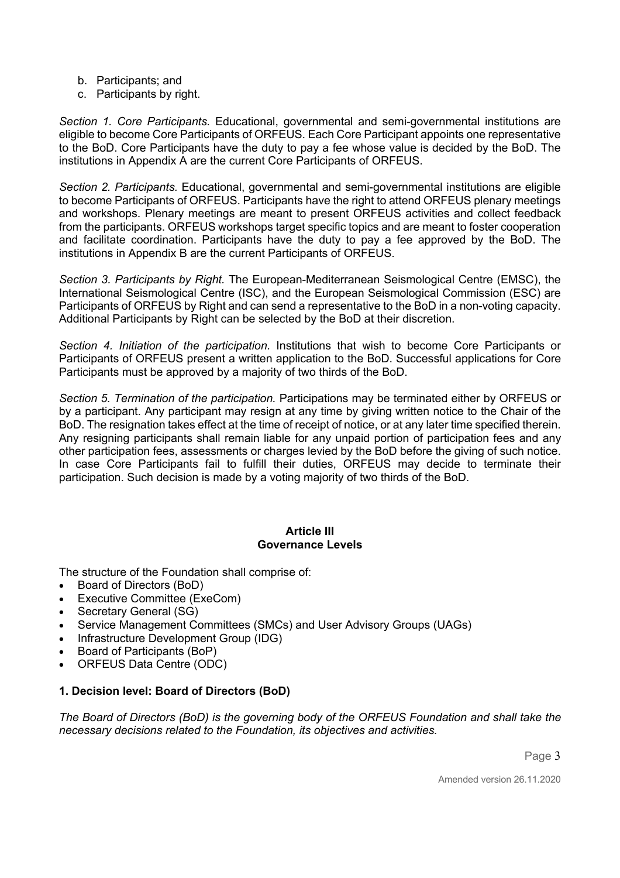b. Participants; and
c. Participants by right.

*Section 1. Core Participants.* Educational, governmental and semi-governmental institutions are eligible to become Core Participants of ORFEUS. Each Core Participant appoints one representative to the BoD. Core Participants have the duty to pay a fee whose value is decided by the BoD. The institutions in Appendix A are the current Core Participants of ORFEUS.

*Section 2. Participants.* Educational, governmental and semi-governmental institutions are eligible to become Participants of ORFEUS. Participants have the right to attend ORFEUS plenary meetings and workshops. Plenary meetings are meant to present ORFEUS activities and collect feedback from the participants. ORFEUS workshops target specific topics and are meant to foster cooperation and facilitate coordination. Participants have the duty to pay a fee approved by the BoD. The institutions in Appendix B are the current Participants of ORFEUS.

*Section 3. Participants by Right.* The European-Mediterranean Seismological Centre (EMSC), the International Seismological Centre (ISC), and the European Seismological Commission (ESC) are Participants of ORFEUS by Right and can send a representative to the BoD in a non-voting capacity. Additional Participants by Right can be selected by the BoD at their discretion.

*Section 4. Initiation of the participation.* Institutions that wish to become Core Participants or Participants of ORFEUS present a written application to the BoD. Successful applications for Core Participants must be approved by a majority of two thirds of the BoD.

*Section 5. Termination of the participation.* Participations may be terminated either by ORFEUS or by a participant. Any participant may resign at any time by giving written notice to the Chair of the BoD. The resignation takes effect at the time of receipt of notice, or at any later time specified therein. Any resigning participants shall remain liable for any unpaid portion of participation fees and any other participation fees, assessments or charges levied by the BoD before the giving of such notice. In case Core Participants fail to fulfill their duties, ORFEUS may decide to terminate their participation. Such decision is made by a voting majority of two thirds of the BoD.

## Article III
## Governance Levels

The structure of the Foundation shall comprise of:

- Board of Directors (BoD)
- Executive Committee (ExeCom)
- Secretary General (SG)
- Service Management Committees (SMCs) and User Advisory Groups (UAGs)
- Infrastructure Development Group (IDG)
- Board of Participants (BoP)
- ORFEUS Data Centre (ODC)

### 1. Decision level: Board of Directors (BoD)

*The Board of Directors (BoD) is the governing body of the ORFEUS Foundation and shall take the necessary decisions related to the Foundation, its objectives and activities.*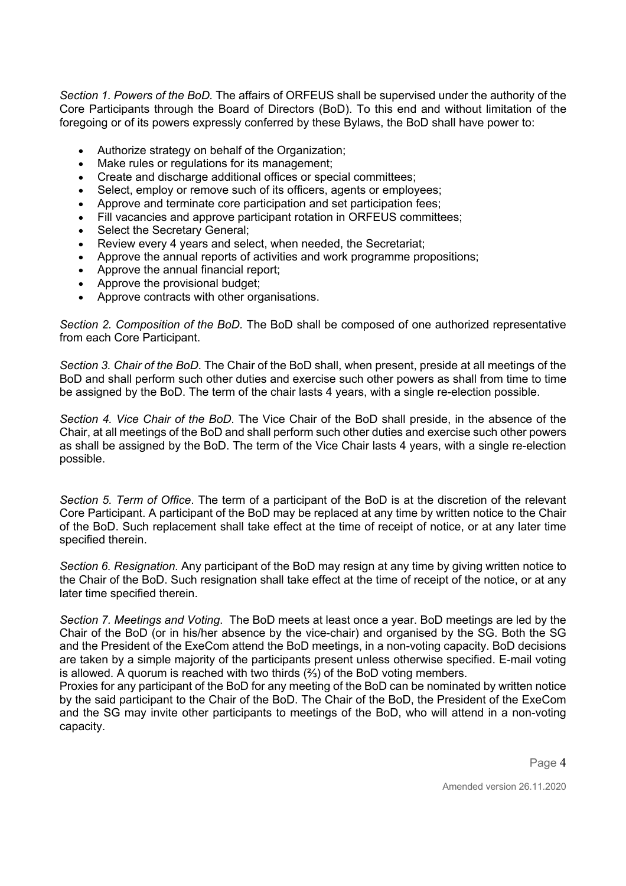*Section 1. Powers of the BoD.* The affairs of ORFEUS shall be supervised under the authority of the Core Participants through the Board of Directors (BoD). To this end and without limitation of the foregoing or of its powers expressly conferred by these Bylaws, the BoD shall have power to:

- Authorize strategy on behalf of the Organization;
- Make rules or regulations for its management;
- Create and discharge additional offices or special committees;
- Select, employ or remove such of its officers, agents or employees;
- Approve and terminate core participation and set participation fees;
- Fill vacancies and approve participant rotation in ORFEUS committees;
- Select the Secretary General;
- Review every 4 years and select, when needed, the Secretariat;
- Approve the annual reports of activities and work programme propositions;
- Approve the annual financial report;
- Approve the provisional budget;
- Approve contracts with other organisations.

*Section 2. Composition of the BoD.* The BoD shall be composed of one authorized representative from each Core Participant.

*Section 3. Chair of the BoD*. The Chair of the BoD shall, when present, preside at all meetings of the BoD and shall perform such other duties and exercise such other powers as shall from time to time be assigned by the BoD. The term of the chair lasts 4 years, with a single re-election possible.

*Section 4. Vice Chair of the BoD*. The Vice Chair of the BoD shall preside, in the absence of the Chair, at all meetings of the BoD and shall perform such other duties and exercise such other powers as shall be assigned by the BoD. The term of the Vice Chair lasts 4 years, with a single re-election possible.

*Section 5. Term of Office*. The term of a participant of the BoD is at the discretion of the relevant Core Participant. A participant of the BoD may be replaced at any time by written notice to the Chair of the BoD. Such replacement shall take effect at the time of receipt of notice, or at any later time specified therein.

*Section 6. Resignation.* Any participant of the BoD may resign at any time by giving written notice to the Chair of the BoD. Such resignation shall take effect at the time of receipt of the notice, or at any later time specified therein.

*Section 7. Meetings and Voting*. The BoD meets at least once a year. BoD meetings are led by the Chair of the BoD (or in his/her absence by the vice-chair) and organised by the SG. Both the SG and the President of the ExeCom attend the BoD meetings, in a non-voting capacity. BoD decisions are taken by a simple majority of the participants present unless otherwise specified. E-mail voting is allowed. A quorum is reached with two thirds (⅔) of the BoD voting members.
Proxies for any participant of the BoD for any meeting of the BoD can be nominated by written notice by the said participant to the Chair of the BoD. The Chair of the BoD, the President of the ExeCom and the SG may invite other participants to meetings of the BoD, who will attend in a non-voting capacity.

Amended version 26.11.2020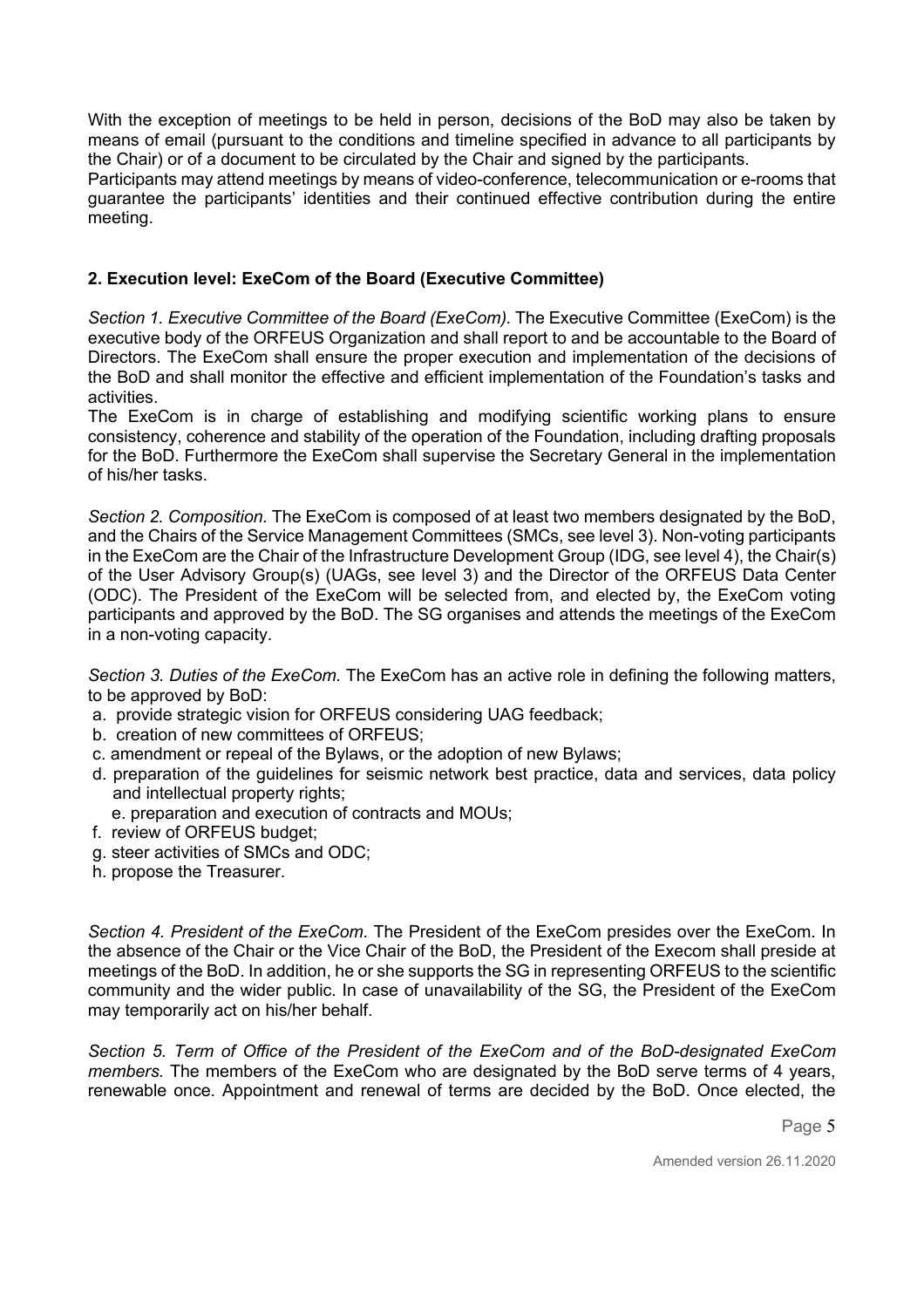With the exception of meetings to be held in person, decisions of the BoD may also be taken by means of email (pursuant to the conditions and timeline specified in advance to all participants by the Chair) or of a document to be circulated by the Chair and signed by the participants.
Participants may attend meetings by means of video-conference, telecommunication or e-rooms that guarantee the participants' identities and their continued effective contribution during the entire meeting.

### 2. Execution level: ExeCom of the Board (Executive Committee)

*Section 1. Executive Committee of the Board (ExeCom).* The Executive Committee (ExeCom) is the executive body of the ORFEUS Organization and shall report to and be accountable to the Board of Directors. The ExeCom shall ensure the proper execution and implementation of the decisions of the BoD and shall monitor the effective and efficient implementation of the Foundation's tasks and activities.
The ExeCom is in charge of establishing and modifying scientific working plans to ensure consistency, coherence and stability of the operation of the Foundation, including drafting proposals for the BoD. Furthermore the ExeCom shall supervise the Secretary General in the implementation of his/her tasks.

*Section 2. Composition.* The ExeCom is composed of at least two members designated by the BoD, and the Chairs of the Service Management Committees (SMCs, see level 3). Non-voting participants in the ExeCom are the Chair of the Infrastructure Development Group (IDG, see level 4), the Chair(s) of the User Advisory Group(s) (UAGs, see level 3) and the Director of the ORFEUS Data Center (ODC). The President of the ExeCom will be selected from, and elected by, the ExeCom voting participants and approved by the BoD. The SG organises and attends the meetings of the ExeCom in a non-voting capacity.

*Section 3. Duties of the ExeCom.* The ExeCom has an active role in defining the following matters, to be approved by BoD:

a. provide strategic vision for ORFEUS considering UAG feedback;
b. creation of new committees of ORFEUS;
c. amendment or repeal of the Bylaws, or the adoption of new Bylaws;
d. preparation of the guidelines for seismic network best practice, data and services, data policy and intellectual property rights;
e. preparation and execution of contracts and MOUs;
f. review of ORFEUS budget;
g. steer activities of SMCs and ODC;
h. propose the Treasurer.

*Section 4. President of the ExeCom.* The President of the ExeCom presides over the ExeCom. In the absence of the Chair or the Vice Chair of the BoD, the President of the Execom shall preside at meetings of the BoD. In addition, he or she supports the SG in representing ORFEUS to the scientific community and the wider public. In case of unavailability of the SG, the President of the ExeCom may temporarily act on his/her behalf.

*Section 5. Term of Office of the President of the ExeCom and of the BoD-designated ExeCom members.* The members of the ExeCom who are designated by the BoD serve terms of 4 years, renewable once. Appointment and renewal of terms are decided by the BoD. Once elected, the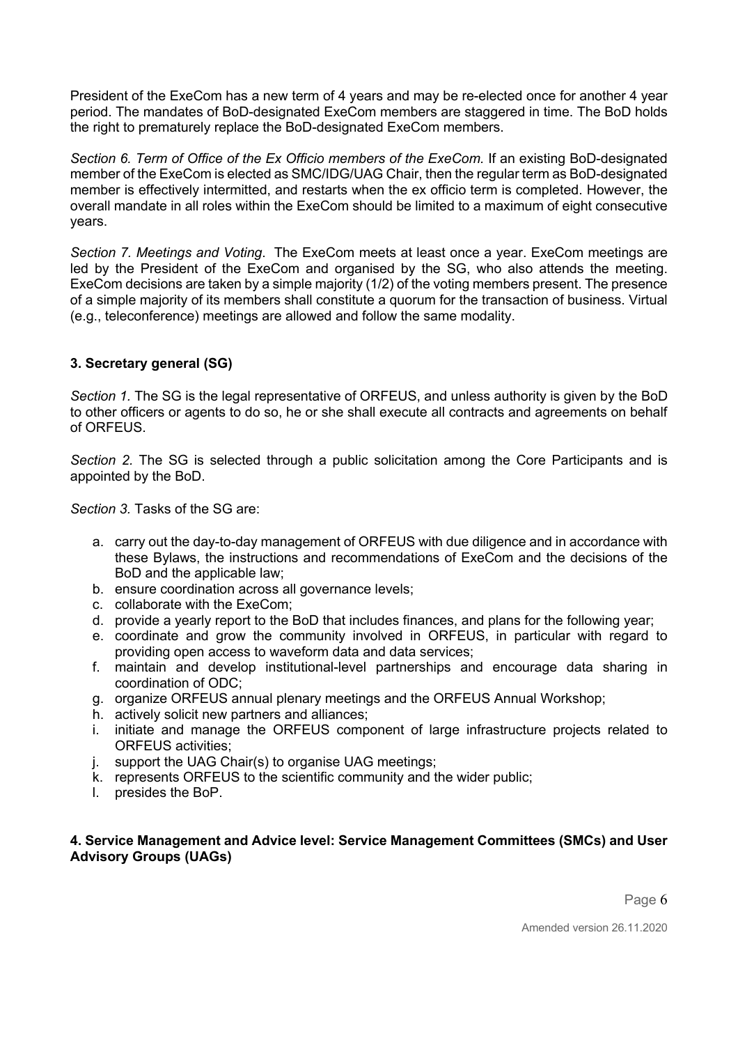President of the ExeCom has a new term of 4 years and may be re-elected once for another 4 year period. The mandates of BoD-designated ExeCom members are staggered in time. The BoD holds the right to prematurely replace the BoD-designated ExeCom members.

*Section 6. Term of Office of the Ex Officio members of the ExeCom.* If an existing BoD-designated member of the ExeCom is elected as SMC/IDG/UAG Chair, then the regular term as BoD-designated member is effectively intermitted, and restarts when the ex officio term is completed. However, the overall mandate in all roles within the ExeCom should be limited to a maximum of eight consecutive years.

*Section 7. Meetings and Voting.* The ExeCom meets at least once a year. ExeCom meetings are led by the President of the ExeCom and organised by the SG, who also attends the meeting. ExeCom decisions are taken by a simple majority (1/2) of the voting members present. The presence of a simple majority of its members shall constitute a quorum for the transaction of business. Virtual (e.g., teleconference) meetings are allowed and follow the same modality.

### 3. Secretary general (SG)

*Section 1.* The SG is the legal representative of ORFEUS, and unless authority is given by the BoD to other officers or agents to do so, he or she shall execute all contracts and agreements on behalf of ORFEUS.

*Section 2.* The SG is selected through a public solicitation among the Core Participants and is appointed by the BoD.

*Section 3.* Tasks of the SG are:

a. carry out the day-to-day management of ORFEUS with due diligence and in accordance with these Bylaws, the instructions and recommendations of ExeCom and the decisions of the BoD and the applicable law;
b. ensure coordination across all governance levels;
c. collaborate with the ExeCom;
d. provide a yearly report to the BoD that includes finances, and plans for the following year;
e. coordinate and grow the community involved in ORFEUS, in particular with regard to providing open access to waveform data and data services;
f. maintain and develop institutional-level partnerships and encourage data sharing in coordination of ODC;
g. organize ORFEUS annual plenary meetings and the ORFEUS Annual Workshop;
h. actively solicit new partners and alliances;
i. initiate and manage the ORFEUS component of large infrastructure projects related to ORFEUS activities;
j. support the UAG Chair(s) to organise UAG meetings;
k. represents ORFEUS to the scientific community and the wider public;
l. presides the BoP.

### 4. Service Management and Advice level: Service Management Committees (SMCs) and User Advisory Groups (UAGs)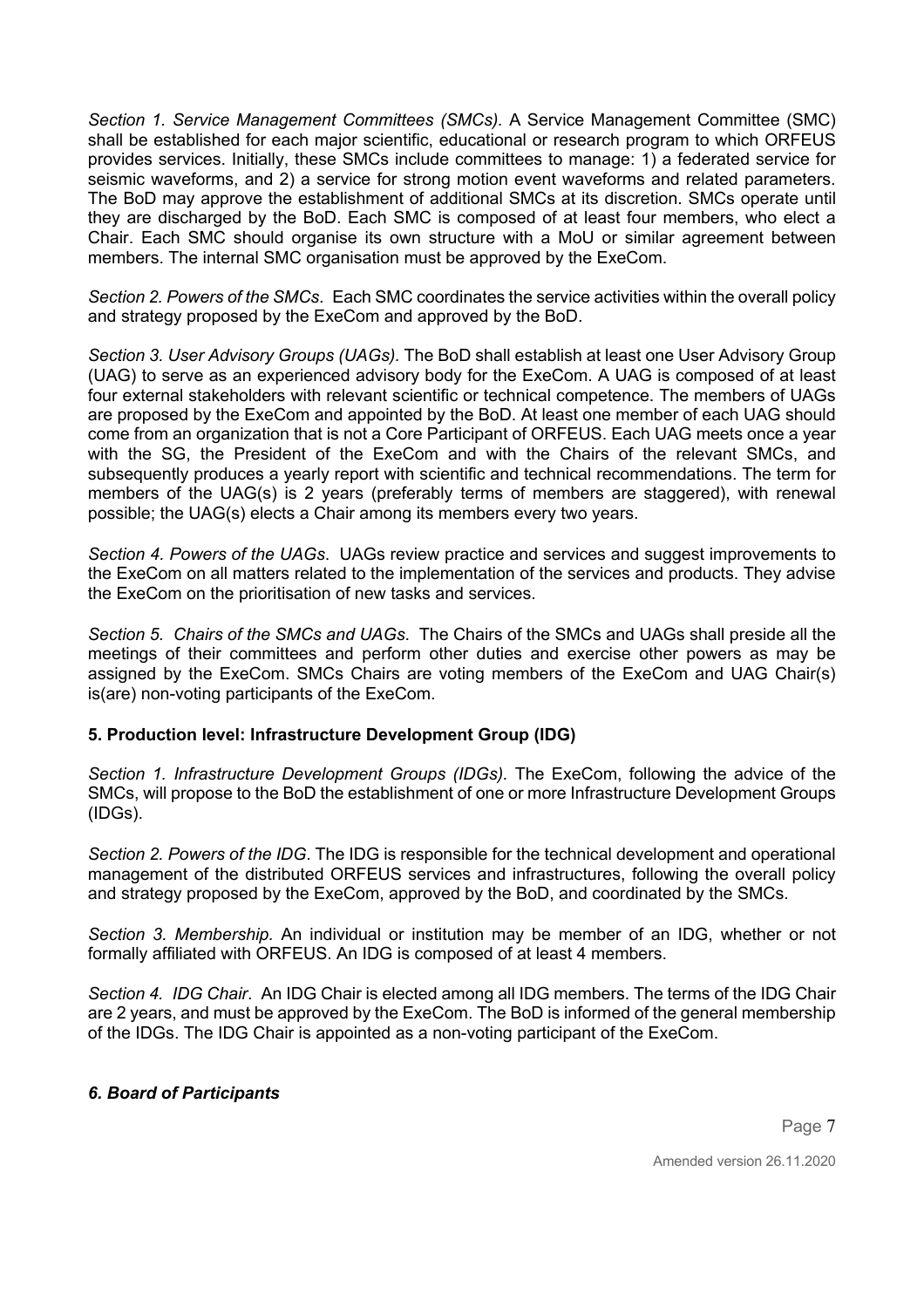*Section 1. Service Management Committees (SMCs).* A Service Management Committee (SMC) shall be established for each major scientific, educational or research program to which ORFEUS provides services. Initially, these SMCs include committees to manage: 1) a federated service for seismic waveforms, and 2) a service for strong motion event waveforms and related parameters. The BoD may approve the establishment of additional SMCs at its discretion. SMCs operate until they are discharged by the BoD. Each SMC is composed of at least four members, who elect a Chair. Each SMC should organise its own structure with a MoU or similar agreement between members. The internal SMC organisation must be approved by the ExeCom.

*Section 2. Powers of the SMCs*. Each SMC coordinates the service activities within the overall policy and strategy proposed by the ExeCom and approved by the BoD.

*Section 3. User Advisory Groups (UAGs).* The BoD shall establish at least one User Advisory Group (UAG) to serve as an experienced advisory body for the ExeCom. A UAG is composed of at least four external stakeholders with relevant scientific or technical competence. The members of UAGs are proposed by the ExeCom and appointed by the BoD. At least one member of each UAG should come from an organization that is not a Core Participant of ORFEUS. Each UAG meets once a year with the SG, the President of the ExeCom and with the Chairs of the relevant SMCs, and subsequently produces a yearly report with scientific and technical recommendations. The term for members of the UAG(s) is 2 years (preferably terms of members are staggered), with renewal possible; the UAG(s) elects a Chair among its members every two years.

*Section 4. Powers of the UAGs*. UAGs review practice and services and suggest improvements to the ExeCom on all matters related to the implementation of the services and products. They advise the ExeCom on the prioritisation of new tasks and services.

*Section 5. Chairs of the SMCs and UAGs*. The Chairs of the SMCs and UAGs shall preside all the meetings of their committees and perform other duties and exercise other powers as may be assigned by the ExeCom. SMCs Chairs are voting members of the ExeCom and UAG Chair(s) is(are) non-voting participants of the ExeCom.

### 5. Production level: Infrastructure Development Group (IDG)

*Section 1. Infrastructure Development Groups (IDGs).* The ExeCom, following the advice of the SMCs, will propose to the BoD the establishment of one or more Infrastructure Development Groups (IDGs).

*Section 2. Powers of the IDG*. The IDG is responsible for the technical development and operational management of the distributed ORFEUS services and infrastructures, following the overall policy and strategy proposed by the ExeCom, approved by the BoD, and coordinated by the SMCs.

*Section 3. Membership.* An individual or institution may be member of an IDG, whether or not formally affiliated with ORFEUS. An IDG is composed of at least 4 members.

*Section 4. IDG Chair*. An IDG Chair is elected among all IDG members. The terms of the IDG Chair are 2 years, and must be approved by the ExeCom. The BoD is informed of the general membership of the IDGs. The IDG Chair is appointed as a non-voting participant of the ExeCom.

### *6. Board of Participants*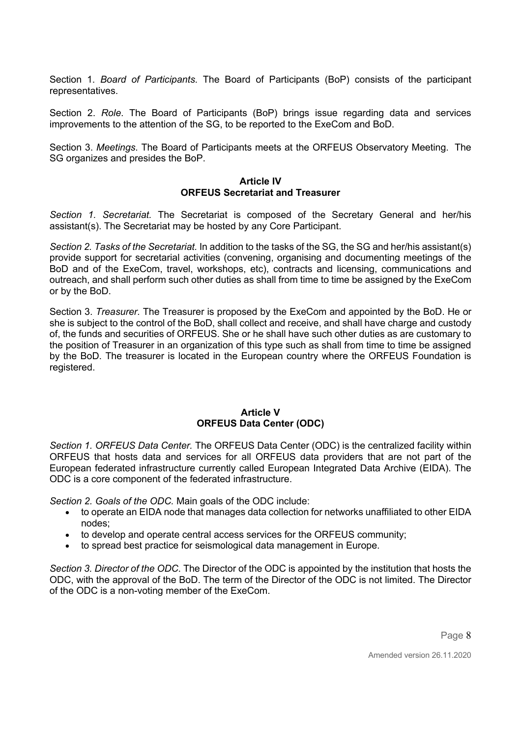Section 1. *Board of Participants*. The Board of Participants (BoP) consists of the participant representatives.

Section 2. *Role*. The Board of Participants (BoP) brings issue regarding data and services improvements to the attention of the SG, to be reported to the ExeCom and BoD.

Section 3. *Meetings*. The Board of Participants meets at the ORFEUS Observatory Meeting. The SG organizes and presides the BoP.

## Article IV
## ORFEUS Secretariat and Treasurer

*Section 1. Secretariat.* The Secretariat is composed of the Secretary General and her/his assistant(s). The Secretariat may be hosted by any Core Participant.

*Section 2. Tasks of the Secretariat.* In addition to the tasks of the SG, the SG and her/his assistant(s) provide support for secretarial activities (convening, organising and documenting meetings of the BoD and of the ExeCom, travel, workshops, etc), contracts and licensing, communications and outreach, and shall perform such other duties as shall from time to time be assigned by the ExeCom or by the BoD.

Section 3. *Treasurer.* The Treasurer is proposed by the ExeCom and appointed by the BoD. He or she is subject to the control of the BoD, shall collect and receive, and shall have charge and custody of, the funds and securities of ORFEUS. She or he shall have such other duties as are customary to the position of Treasurer in an organization of this type such as shall from time to time be assigned by the BoD. The treasurer is located in the European country where the ORFEUS Foundation is registered.

## Article V
## ORFEUS Data Center (ODC)

*Section 1. ORFEUS Data Center.* The ORFEUS Data Center (ODC) is the centralized facility within ORFEUS that hosts data and services for all ORFEUS data providers that are not part of the European federated infrastructure currently called European Integrated Data Archive (EIDA). The ODC is a core component of the federated infrastructure.

*Section 2. Goals of the ODC.* Main goals of the ODC include:

- to operate an EIDA node that manages data collection for networks unaffiliated to other EIDA nodes;
- to develop and operate central access services for the ORFEUS community;
- to spread best practice for seismological data management in Europe.

*Section 3. Director of the ODC.* The Director of the ODC is appointed by the institution that hosts the ODC, with the approval of the BoD. The term of the Director of the ODC is not limited. The Director of the ODC is a non-voting member of the ExeCom.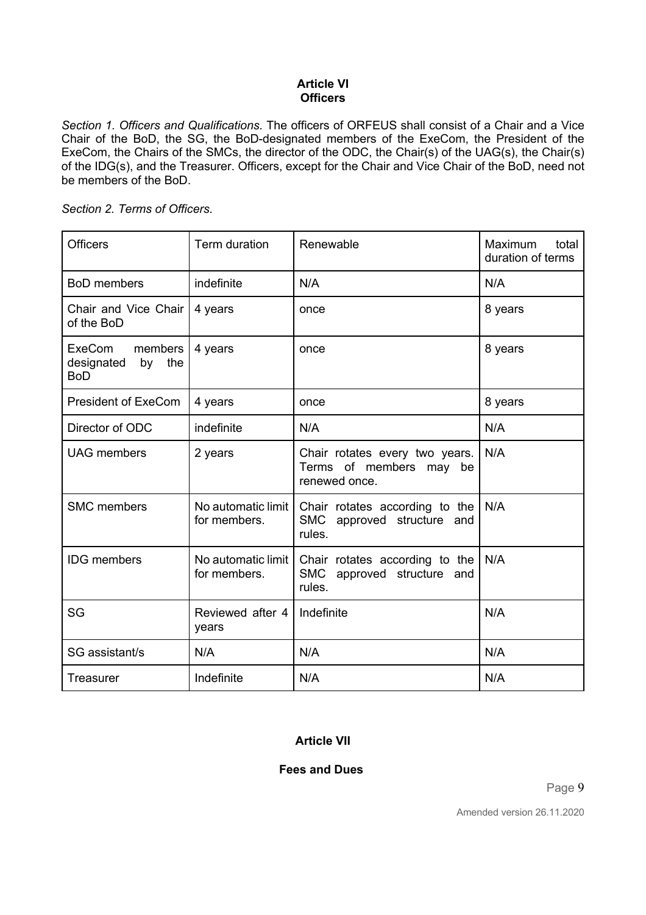## Article VI
## Officers

*Section 1. Officers and Qualifications.* The officers of ORFEUS shall consist of a Chair and a Vice Chair of the BoD, the SG, the BoD-designated members of the ExeCom, the President of the ExeCom, the Chairs of the SMCs, the director of the ODC, the Chair(s) of the UAG(s), the Chair(s) of the IDG(s), and the Treasurer. Officers, except for the Chair and Vice Chair of the BoD, need not be members of the BoD.

*Section 2. Terms of Officers.*

| Officers | Term duration | Renewable | Maximum total duration of terms |
|---|---|---|---|
| BoD members | indefinite | N/A | N/A |
| Chair and Vice Chair of the BoD | 4 years | once | 8 years |
| ExeCom members designated by the BoD | 4 years | once | 8 years |
| President of ExeCom | 4 years | once | 8 years |
| Director of ODC | indefinite | N/A | N/A |
| UAG members | 2 years | Chair rotates every two years. Terms of members may be renewed once. | N/A |
| SMC members | No automatic limit for members. | Chair rotates according to the SMC approved structure and rules. | N/A |
| IDG members | No automatic limit for members. | Chair rotates according to the SMC approved structure and rules. | N/A |
| SG | Reviewed after 4 years | Indefinite | N/A |
| SG assistant/s | N/A | N/A | N/A |
| Treasurer | Indefinite | N/A | N/A |

## Article VII

## Fees and Dues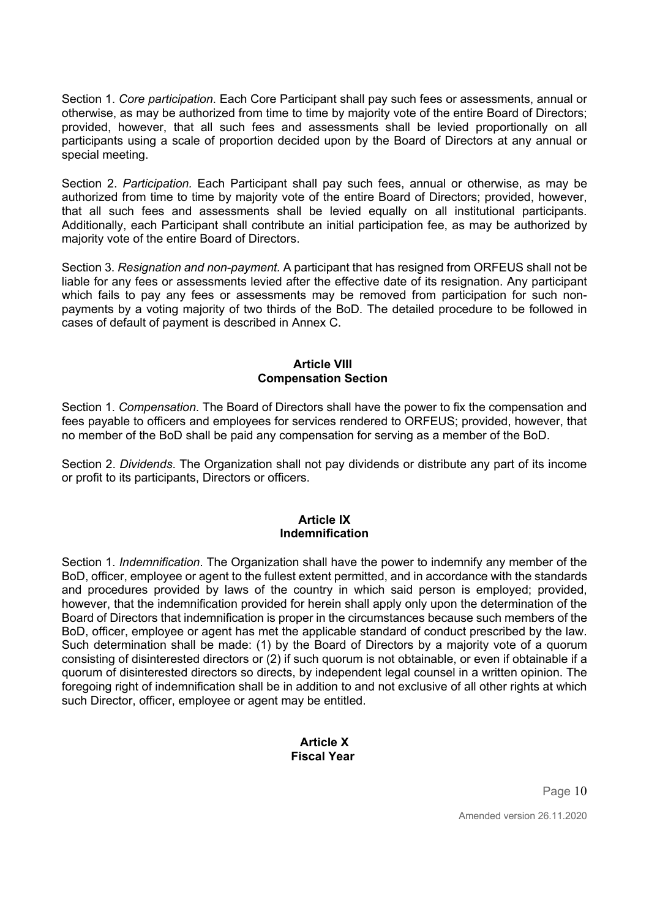Section 1. *Core participation*. Each Core Participant shall pay such fees or assessments, annual or otherwise, as may be authorized from time to time by majority vote of the entire Board of Directors; provided, however, that all such fees and assessments shall be levied proportionally on all participants using a scale of proportion decided upon by the Board of Directors at any annual or special meeting.

Section 2. *Participation.* Each Participant shall pay such fees, annual or otherwise, as may be authorized from time to time by majority vote of the entire Board of Directors; provided, however, that all such fees and assessments shall be levied equally on all institutional participants. Additionally, each Participant shall contribute an initial participation fee, as may be authorized by majority vote of the entire Board of Directors.

Section 3. *Resignation and non-payment.* A participant that has resigned from ORFEUS shall not be liable for any fees or assessments levied after the effective date of its resignation. Any participant which fails to pay any fees or assessments may be removed from participation for such non-payments by a voting majority of two thirds of the BoD. The detailed procedure to be followed in cases of default of payment is described in Annex C.

## Article VIII
## Compensation Section

Section 1. *Compensation*. The Board of Directors shall have the power to fix the compensation and fees payable to officers and employees for services rendered to ORFEUS; provided, however, that no member of the BoD shall be paid any compensation for serving as a member of the BoD.

Section 2. *Dividends*. The Organization shall not pay dividends or distribute any part of its income or profit to its participants, Directors or officers.

## Article IX
## Indemnification

Section 1. *Indemnification*. The Organization shall have the power to indemnify any member of the BoD, officer, employee or agent to the fullest extent permitted, and in accordance with the standards and procedures provided by laws of the country in which said person is employed; provided, however, that the indemnification provided for herein shall apply only upon the determination of the Board of Directors that indemnification is proper in the circumstances because such members of the BoD, officer, employee or agent has met the applicable standard of conduct prescribed by the law. Such determination shall be made: (1) by the Board of Directors by a majority vote of a quorum consisting of disinterested directors or (2) if such quorum is not obtainable, or even if obtainable if a quorum of disinterested directors so directs, by independent legal counsel in a written opinion. The foregoing right of indemnification shall be in addition to and not exclusive of all other rights at which such Director, officer, employee or agent may be entitled.

## Article X
## Fiscal Year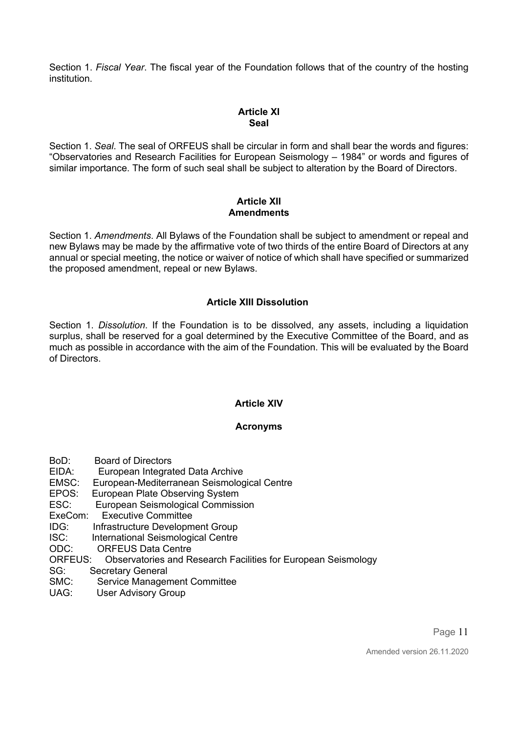Section 1. *Fiscal Year*. The fiscal year of the Foundation follows that of the country of the hosting institution.

## Article XI
## Seal

Section 1. *Seal*. The seal of ORFEUS shall be circular in form and shall bear the words and figures: “Observatories and Research Facilities for European Seismology – 1984” or words and figures of similar importance. The form of such seal shall be subject to alteration by the Board of Directors.

## Article XII
## Amendments

Section 1. *Amendments*. All Bylaws of the Foundation shall be subject to amendment or repeal and new Bylaws may be made by the affirmative vote of two thirds of the entire Board of Directors at any annual or special meeting, the notice or waiver of notice of which shall have specified or summarized the proposed amendment, repeal or new Bylaws.

## Article XIII Dissolution

Section 1. *Dissolution*. If the Foundation is to be dissolved, any assets, including a liquidation surplus, shall be reserved for a goal determined by the Executive Committee of the Board, and as much as possible in accordance with the aim of the Foundation. This will be evaluated by the Board of Directors.

## Article XIV

## Acronyms

BoD: Board of Directors
EIDA: European Integrated Data Archive
EMSC: European-Mediterranean Seismological Centre
EPOS: European Plate Observing System
ESC: European Seismological Commission
ExeCom: Executive Committee
IDG: Infrastructure Development Group
ISC: International Seismological Centre
ODC: ORFEUS Data Centre
ORFEUS: Observatories and Research Facilities for European Seismology
SG: Secretary General
SMC: Service Management Committee
UAG: User Advisory Group

Amended version 26.11.2020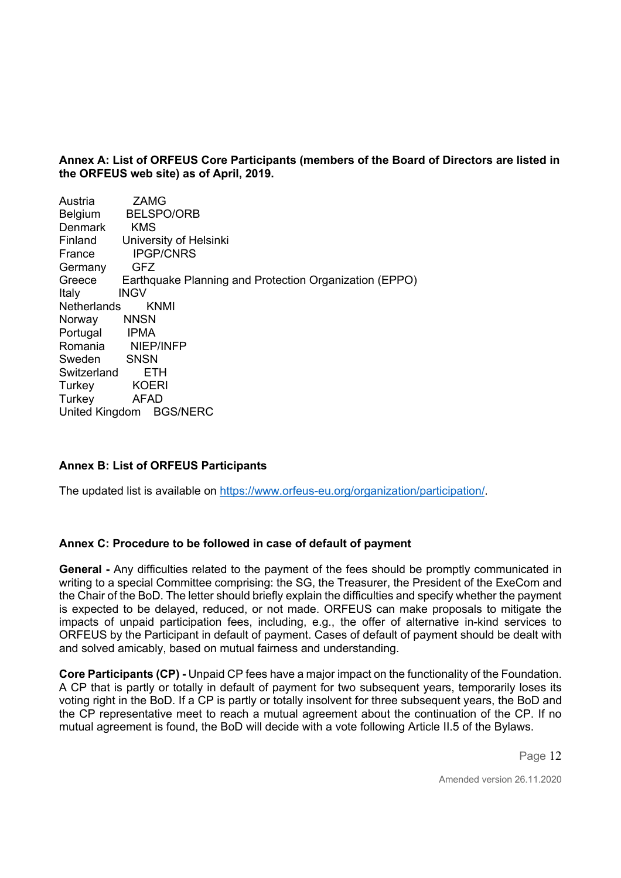**Annex A: List of ORFEUS Core Participants (members of the Board of Directors are listed in the ORFEUS web site) as of April, 2019.**

| | |
|---|---|
| Austria | ZAMG |
| Belgium | BELSPO/ORB |
| Denmark | KMS |
| Finland | University of Helsinki |
| France | IPGP/CNRS |
| Germany | GFZ |
| Greece | Earthquake Planning and Protection Organization (EPPO) |
| Italy | INGV |
| Netherlands | KNMI |
| Norway | NNSN |
| Portugal | IPMA |
| Romania | NIEP/INFP |
| Sweden | SNSN |
| Switzerland | ETH |
| Turkey | KOERI |
| Turkey | AFAD |
| United Kingdom | BGS/NERC |

**Annex B: List of ORFEUS Participants**

The updated list is available on https://www.orfeus-eu.org/organization/participation/.

**Annex C: Procedure to be followed in case of default of payment**

**General -** Any difficulties related to the payment of the fees should be promptly communicated in writing to a special Committee comprising: the SG, the Treasurer, the President of the ExeCom and the Chair of the BoD. The letter should briefly explain the difficulties and specify whether the payment is expected to be delayed, reduced, or not made. ORFEUS can make proposals to mitigate the impacts of unpaid participation fees, including, e.g., the offer of alternative in-kind services to ORFEUS by the Participant in default of payment. Cases of default of payment should be dealt with and solved amicably, based on mutual fairness and understanding.

**Core Participants (CP) -** Unpaid CP fees have a major impact on the functionality of the Foundation. A CP that is partly or totally in default of payment for two subsequent years, temporarily loses its voting right in the BoD. If a CP is partly or totally insolvent for three subsequent years, the BoD and the CP representative meet to reach a mutual agreement about the continuation of the CP. If no mutual agreement is found, the BoD will decide with a vote following Article II.5 of the Bylaws.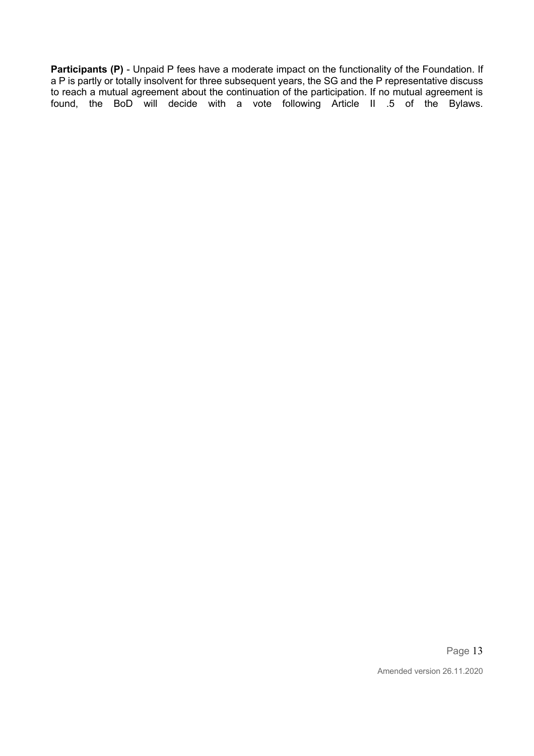**Participants (P)** - Unpaid P fees have a moderate impact on the functionality of the Foundation. If a P is partly or totally insolvent for three subsequent years, the SG and the P representative discuss to reach a mutual agreement about the continuation of the participation. If no mutual agreement is found, the BoD will decide with a vote following Article II .5 of the Bylaws.

Amended version 26.11.2020